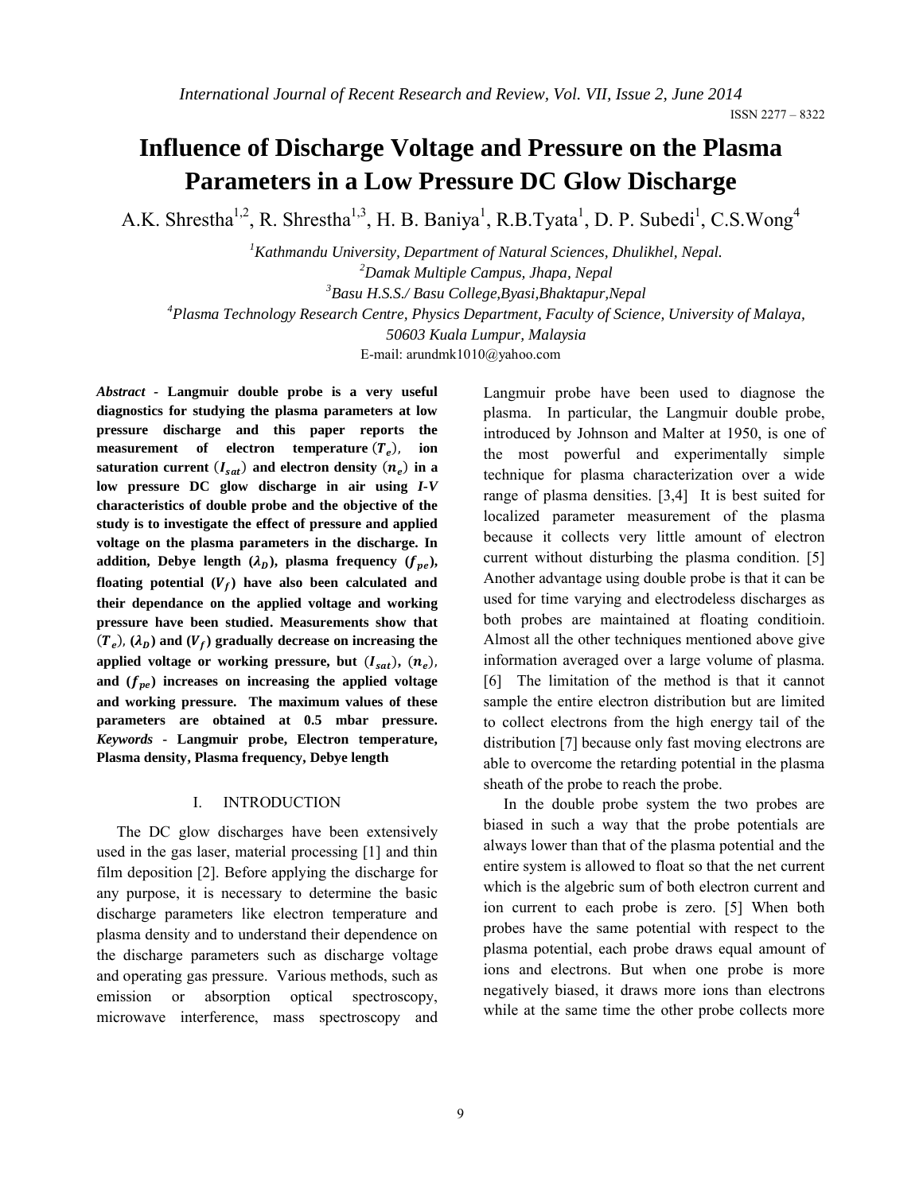# Influence of Discharge Voltage and Pressure on the Plasma Parameters in a Low Pressure DC Glow Discharge

A.K. Shrestha[1,2], R. Shrestha[1,3], H. B. Baniya[1], R.B.Tyata[1], D. P. Subedi[1], C.S.Wong[4]

[1]*Kathmandu University, Department of Natural Sciences, Dhulikhel, Nepal.*
[2]*Damak Multiple Campus, Jhapa, Nepal*
[3]*Basu H.S.S./ Basu College,Byasi,Bhaktapur,Nepal*
[4]*Plasma Technology Research Centre, Physics Department, Faculty of Science, University of Malaya, 50603 Kuala Lumpur, Malaysia*

E-mail: arundmk1010@yahoo.com

***Abstract*** **- Langmuir double probe is a very useful diagnostics for studying the plasma parameters at low pressure discharge and this paper reports the measurement of electron temperature ($T_e$), ion saturation current ($I_{sat}$) and electron density ($n_e$) in a low pressure DC glow discharge in air using *I-V* characteristics of double probe and the objective of the study is to investigate the effect of pressure and applied voltage on the plasma parameters in the discharge. In addition, Debye length ($\lambda_D$), plasma frequency ($f_{pe}$), floating potential ($V_f$) have also been calculated and their dependance on the applied voltage and working pressure have been studied. Measurements show that ($T_e$), ($\lambda_D$) and ($V_f$) gradually decrease on increasing the applied voltage or working pressure, but ($I_{sat}$), ($n_e$), and ($f_{pe}$) increases on increasing the applied voltage and working pressure. The maximum values of these parameters are obtained at 0.5 mbar pressure.**

***Keywords*** **- Langmuir probe, Electron temperature, Plasma density, Plasma frequency, Debye length**

## I. INTRODUCTION

The DC glow discharges have been extensively used in the gas laser, material processing [1] and thin film deposition [2]. Before applying the discharge for any purpose, it is necessary to determine the basic discharge parameters like electron temperature and plasma density and to understand their dependence on the discharge parameters such as discharge voltage and operating gas pressure. Various methods, such as emission or absorption optical spectroscopy, microwave interference, mass spectroscopy and Langmuir probe have been used to diagnose the plasma. In particular, the Langmuir double probe, introduced by Johnson and Malter at 1950, is one of the most powerful and experimentally simple technique for plasma characterization over a wide range of plasma densities. [3,4] It is best suited for localized parameter measurement of the plasma because it collects very little amount of electron current without disturbing the plasma condition. [5] Another advantage using double probe is that it can be used for time varying and electrodeless discharges as both probes are maintained at floating conditioin. Almost all the other techniques mentioned above give information averaged over a large volume of plasma. [6] The limitation of the method is that it cannot sample the entire electron distribution but are limited to collect electrons from the high energy tail of the distribution [7] because only fast moving electrons are able to overcome the retarding potential in the plasma sheath of the probe to reach the probe.

In the double probe system the two probes are biased in such a way that the probe potentials are always lower than that of the plasma potential and the entire system is allowed to float so that the net current which is the algebric sum of both electron current and ion current to each probe is zero. [5] When both probes have the same potential with respect to the plasma potential, each probe draws equal amount of ions and electrons. But when one probe is more negatively biased, it draws more ions than electrons while at the same time the other probe collects more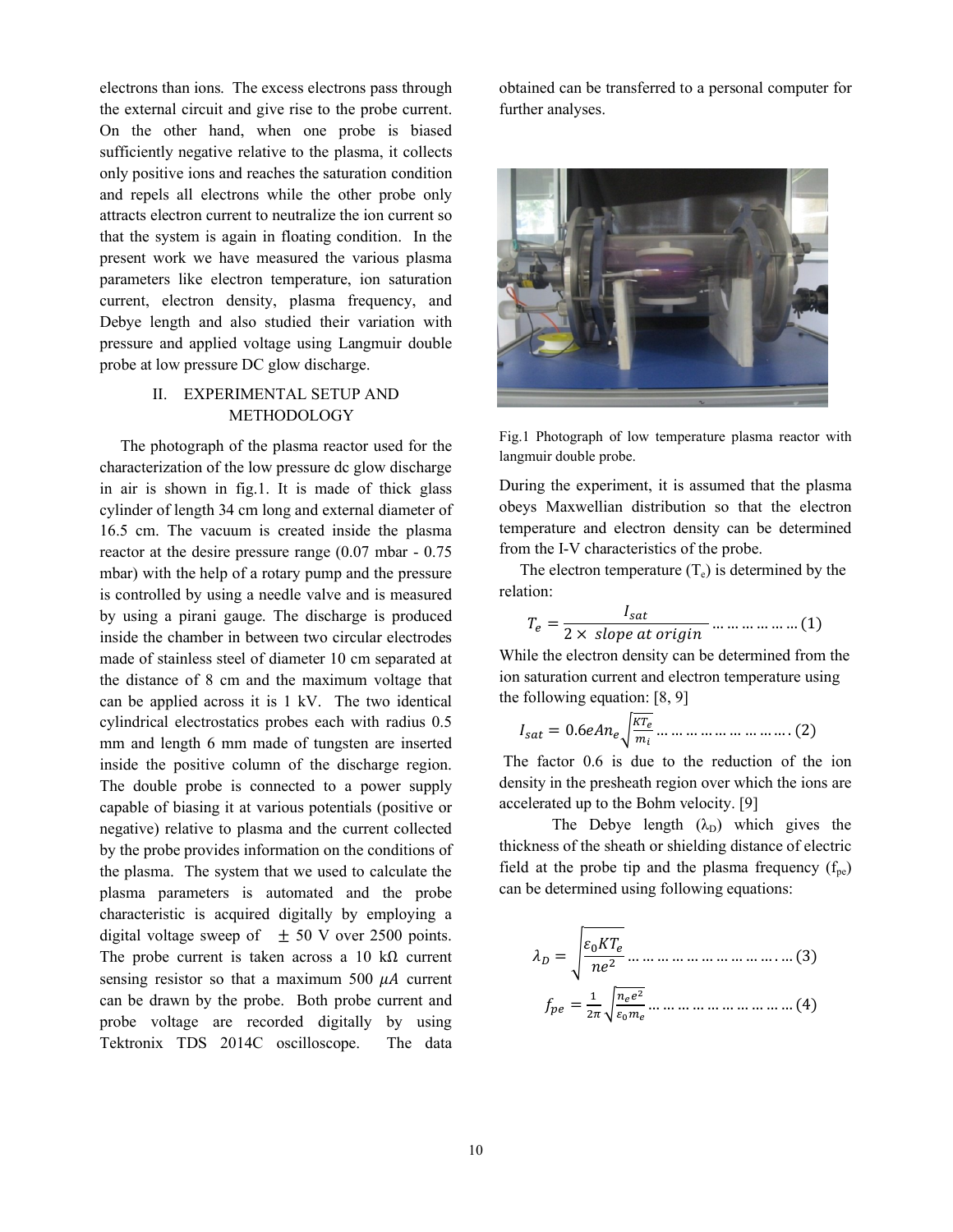electrons than ions. The excess electrons pass through the external circuit and give rise to the probe current. On the other hand, when one probe is biased sufficiently negative relative to the plasma, it collects only positive ions and reaches the saturation condition and repels all electrons while the other probe only attracts electron current to neutralize the ion current so that the system is again in floating condition. In the present work we have measured the various plasma parameters like electron temperature, ion saturation current, electron density, plasma frequency, and Debye length and also studied their variation with pressure and applied voltage using Langmuir double probe at low pressure DC glow discharge.

## II. EXPERIMENTAL SETUP AND METHODOLOGY

The photograph of the plasma reactor used for the characterization of the low pressure dc glow discharge in air is shown in fig.1. It is made of thick glass cylinder of length 34 cm long and external diameter of 16.5 cm. The vacuum is created inside the plasma reactor at the desire pressure range (0.07 mbar - 0.75 mbar) with the help of a rotary pump and the pressure is controlled by using a needle valve and is measured by using a pirani gauge. The discharge is produced inside the chamber in between two circular electrodes made of stainless steel of diameter 10 cm separated at the distance of 8 cm and the maximum voltage that can be applied across it is 1 kV. The two identical cylindrical electrostatics probes each with radius 0.5 mm and length 6 mm made of tungsten are inserted inside the positive column of the discharge region. The double probe is connected to a power supply capable of biasing it at various potentials (positive or negative) relative to plasma and the current collected by the probe provides information on the conditions of the plasma. The system that we used to calculate the plasma parameters is automated and the probe characteristic is acquired digitally by employing a digital voltage sweep of $\pm$ 50 V over 2500 points. The probe current is taken across a 10 k$\Omega$ current sensing resistor so that a maximum 500 $\mu A$ current can be drawn by the probe. Both probe current and probe voltage are recorded digitally by using Tektronix TDS 2014C oscilloscope. The data obtained can be transferred to a personal computer for further analyses.

Fig.1 Photograph of low temperature plasma reactor with langmuir double probe.

During the experiment, it is assumed that the plasma obeys Maxwellian distribution so that the electron temperature and electron density can be determined from the I-V characteristics of the probe.

The electron temperature ($T_e$) is determined by the relation:

$$T_e = \frac{I_{sat}}{2 \times \ slope\ at\ origin} \quad \ldots\ldots\ldots\ldots (1)$$

While the electron density can be determined from the ion saturation current and electron temperature using the following equation: [8, 9]

$$I_{sat} = 0.6eAn_e\sqrt{\frac{KT_e}{m_i}} \quad \ldots\ldots\ldots\ldots\ldots\ldots (2)$$

The factor 0.6 is due to the reduction of the ion density in the presheath region over which the ions are accelerated up to the Bohm velocity. [9]

The Debye length ($\lambda_D$) which gives the thickness of the sheath or shielding distance of electric field at the probe tip and the plasma frequency ($f_{pe}$) can be determined using following equations:

$$\lambda_D = \sqrt{\frac{\varepsilon_0 K T_e}{ne^2}} \quad \ldots\ldots\ldots\ldots\ldots\ldots (3)$$

$$f_{pe} = \frac{1}{2\pi}\sqrt{\frac{n_e e^2}{\varepsilon_0 m_e}} \quad \ldots\ldots\ldots\ldots\ldots\ldots (4)$$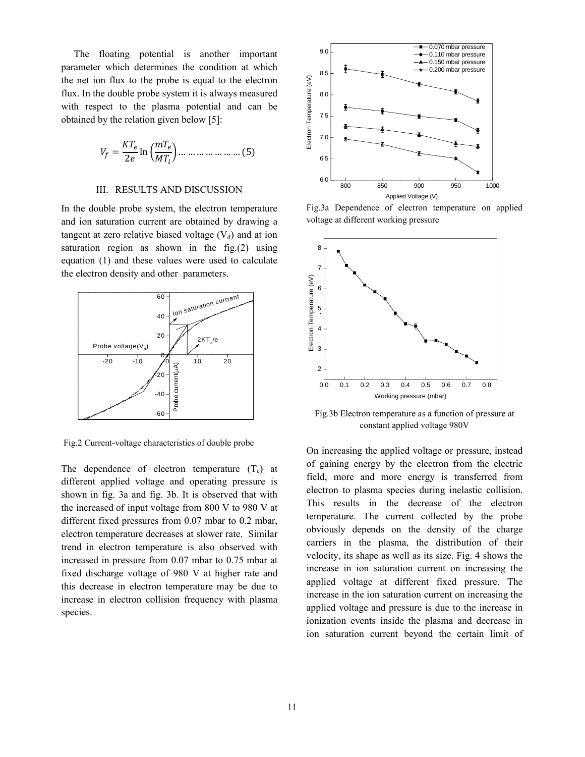The floating potential is another important parameter which determines the condition at which the net ion flux to the probe is equal to the electron flux. In the double probe system it is always measured with respect to the plasma potential and can be obtained by the relation given below [5]:

$$V_f = \frac{KT_e}{2e} \ln\left(\frac{mT_e}{MT_i}\right) \ldots\ldots\ldots\ldots\ldots\ldots (5)$$

## III. RESULTS AND DISCUSSION

In the double probe system, the electron temperature and ion saturation current are obtained by drawing a tangent at zero relative biased voltage ($V_d$) and at ion saturation region as shown in the fig.(2) using equation (1) and these values were used to calculate the electron density and other parameters.

Fig.2 Current-voltage characteristics of double probe

The dependence of electron temperature ($T_e$) at different applied voltage and operating pressure is shown in fig. 3a and fig. 3b. It is observed that with the increased of input voltage from 800 V to 980 V at different fixed pressures from 0.07 mbar to 0.2 mbar, electron temperature decreases at slower rate. Similar trend in electron temperature is also observed with increased in pressure from 0.07 mbar to 0.75 mbar at fixed discharge voltage of 980 V at higher rate and this decrease in electron temperature may be due to increase in electron collision frequency with plasma species.

Fig.3a Dependence of electron temperature on applied voltage at different working pressure

Fig.3b Electron temperature as a function of pressure at constant applied voltage 980V

On increasing the applied voltage or pressure, instead of gaining energy by the electron from the electric field, more and more energy is transferred from electron to plasma species during inelastic collision. This results in the decrease of the electron temperature. The current collected by the probe obviously depends on the density of the charge carriers in the plasma, the distribution of their velocity, its shape as well as its size. Fig. 4 shows the increase in ion saturation current on increasing the applied voltage at different fixed pressure. The increase in the ion saturation current on increasing the applied voltage and pressure is due to the increase in ionization events inside the plasma and decrease in ion saturation current beyond the certain limit of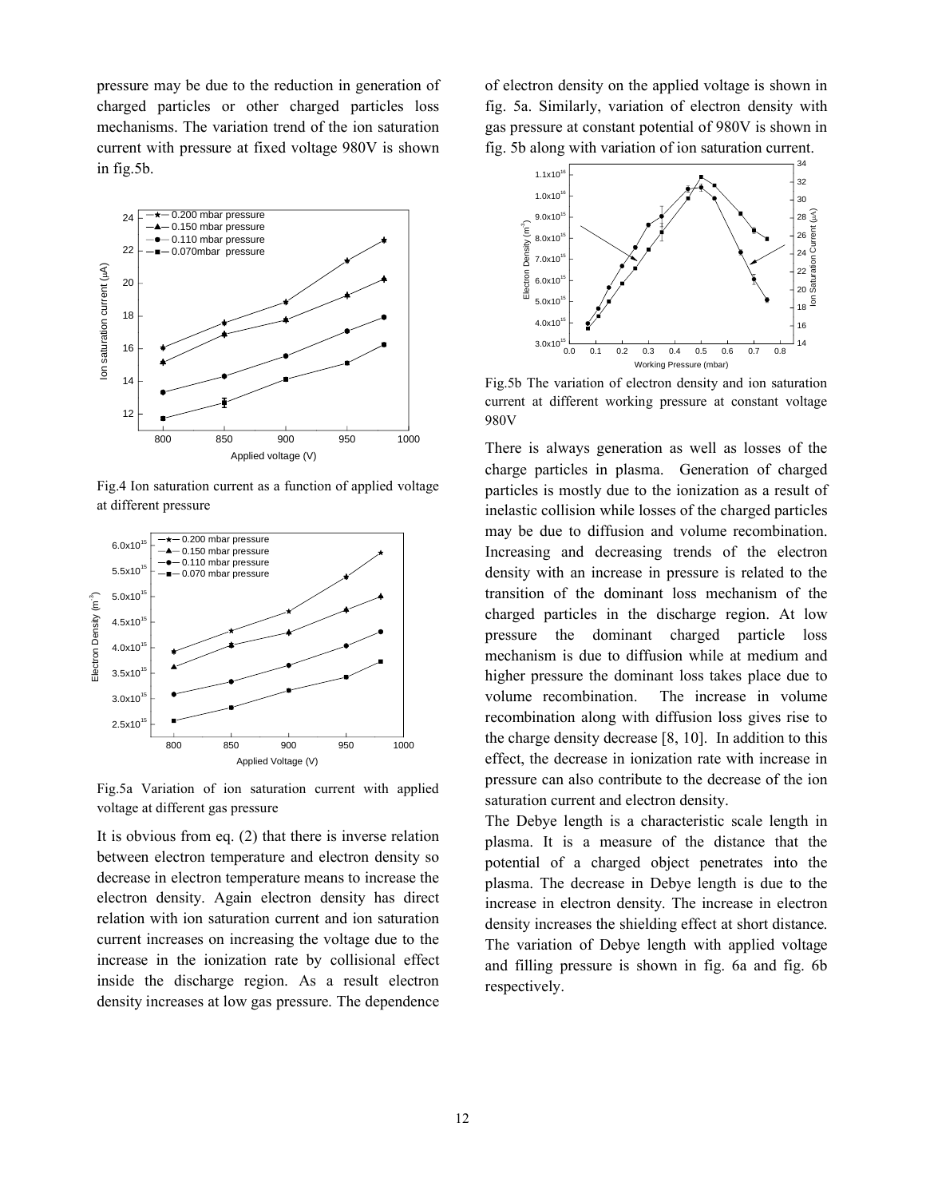pressure may be due to the reduction in generation of charged particles or other charged particles loss mechanisms. The variation trend of the ion saturation current with pressure at fixed voltage 980V is shown in fig.5b.

Fig.4 Ion saturation current as a function of applied voltage at different pressure

Fig.5a Variation of ion saturation current with applied voltage at different gas pressure

It is obvious from eq. (2) that there is inverse relation between electron temperature and electron density so decrease in electron temperature means to increase the electron density. Again electron density has direct relation with ion saturation current and ion saturation current increases on increasing the voltage due to the increase in the ionization rate by collisional effect inside the discharge region. As a result electron density increases at low gas pressure. The dependence of electron density on the applied voltage is shown in fig. 5a. Similarly, variation of electron density with gas pressure at constant potential of 980V is shown in fig. 5b along with variation of ion saturation current.

Fig.5b The variation of electron density and ion saturation current at different working pressure at constant voltage 980V

There is always generation as well as losses of the charge particles in plasma. Generation of charged particles is mostly due to the ionization as a result of inelastic collision while losses of the charged particles may be due to diffusion and volume recombination. Increasing and decreasing trends of the electron density with an increase in pressure is related to the transition of the dominant loss mechanism of the charged particles in the discharge region. At low pressure the dominant charged particle loss mechanism is due to diffusion while at medium and higher pressure the dominant loss takes place due to volume recombination. The increase in volume recombination along with diffusion loss gives rise to the charge density decrease [8, 10]. In addition to this effect, the decrease in ionization rate with increase in pressure can also contribute to the decrease of the ion saturation current and electron density.

The Debye length is a characteristic scale length in plasma. It is a measure of the distance that the potential of a charged object penetrates into the plasma. The decrease in Debye length is due to the increase in electron density. The increase in electron density increases the shielding effect at short distance. The variation of Debye length with applied voltage and filling pressure is shown in fig. 6a and fig. 6b respectively.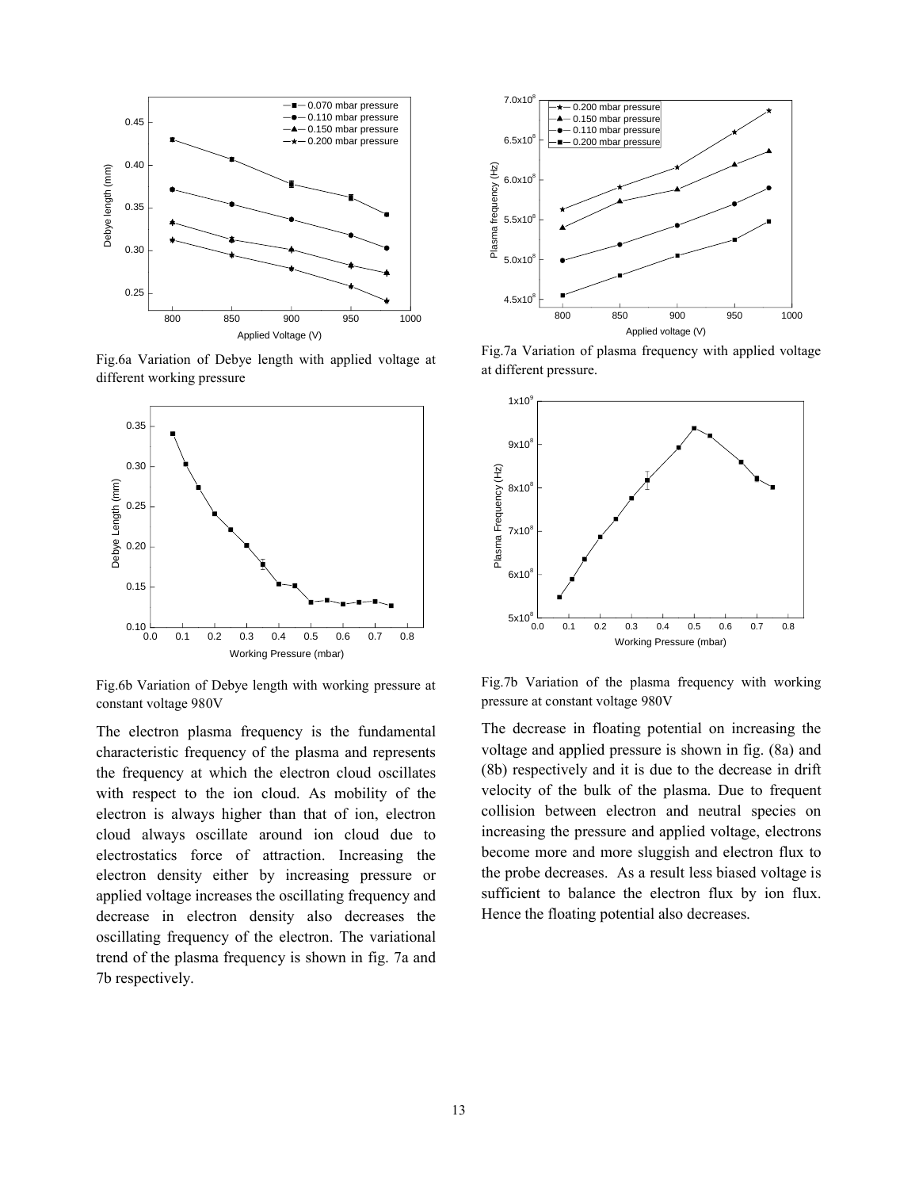Fig.6a Variation of Debye length with applied voltage at different working pressure

Fig.6b Variation of Debye length with working pressure at constant voltage 980V

The electron plasma frequency is the fundamental characteristic frequency of the plasma and represents the frequency at which the electron cloud oscillates with respect to the ion cloud. As mobility of the electron is always higher than that of ion, electron cloud always oscillate around ion cloud due to electrostatics force of attraction. Increasing the electron density either by increasing pressure or applied voltage increases the oscillating frequency and decrease in electron density also decreases the oscillating frequency of the electron. The variational trend of the plasma frequency is shown in fig. 7a and 7b respectively.

Fig.7a Variation of plasma frequency with applied voltage at different pressure.

Fig.7b Variation of the plasma frequency with working pressure at constant voltage 980V

The decrease in floating potential on increasing the voltage and applied pressure is shown in fig. (8a) and (8b) respectively and it is due to the decrease in drift velocity of the bulk of the plasma. Due to frequent collision between electron and neutral species on increasing the pressure and applied voltage, electrons become more and more sluggish and electron flux to the probe decreases. As a result less biased voltage is sufficient to balance the electron flux by ion flux. Hence the floating potential also decreases.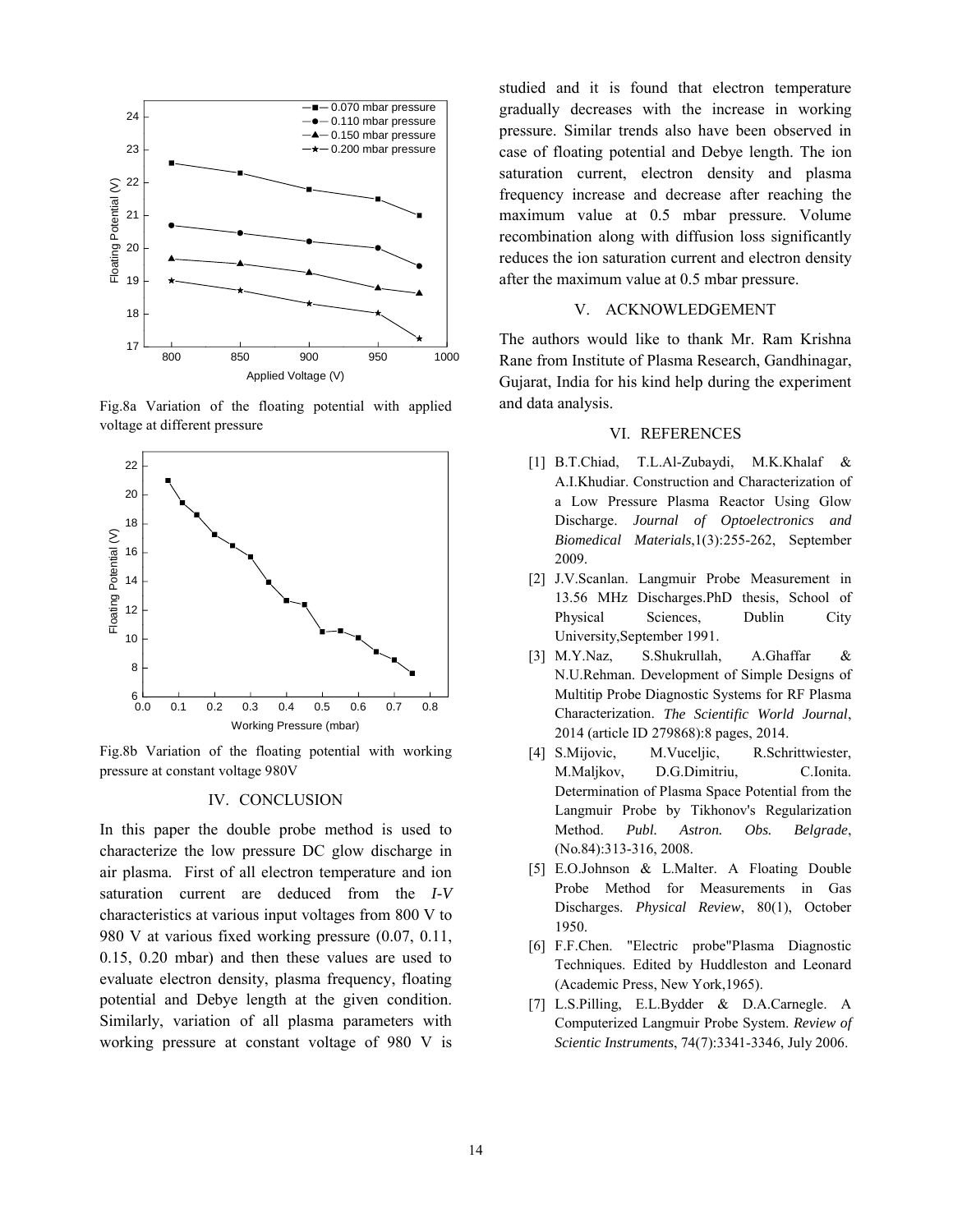Fig.8a Variation of the floating potential with applied voltage at different pressure

Fig.8b Variation of the floating potential with working pressure at constant voltage 980V

## IV. CONCLUSION

In this paper the double probe method is used to characterize the low pressure DC glow discharge in air plasma. First of all electron temperature and ion saturation current are deduced from the *I-V* characteristics at various input voltages from 800 V to 980 V at various fixed working pressure (0.07, 0.11, 0.15, 0.20 mbar) and then these values are used to evaluate electron density, plasma frequency, floating potential and Debye length at the given condition. Similarly, variation of all plasma parameters with working pressure at constant voltage of 980 V is studied and it is found that electron temperature gradually decreases with the increase in working pressure. Similar trends also have been observed in case of floating potential and Debye length. The ion saturation current, electron density and plasma frequency increase and decrease after reaching the maximum value at 0.5 mbar pressure. Volume recombination along with diffusion loss significantly reduces the ion saturation current and electron density after the maximum value at 0.5 mbar pressure.

## V. ACKNOWLEDGEMENT

The authors would like to thank Mr. Ram Krishna Rane from Institute of Plasma Research, Gandhinagar, Gujarat, India for his kind help during the experiment and data analysis.

## VI. REFERENCES

[1] B.T.Chiad, T.L.Al-Zubaydi, M.K.Khalaf & A.I.Khudiar. Construction and Characterization of a Low Pressure Plasma Reactor Using Glow Discharge. *Journal of Optoelectronics and Biomedical Materials*,1(3):255-262, September 2009.

[2] J.V.Scanlan. Langmuir Probe Measurement in 13.56 MHz Discharges.PhD thesis, School of Physical Sciences, Dublin City University,September 1991.

[3] M.Y.Naz, S.Shukrullah, A.Ghaffar & N.U.Rehman. Development of Simple Designs of Multitip Probe Diagnostic Systems for RF Plasma Characterization. *The Scientific World Journal*, 2014 (article ID 279868):8 pages, 2014.

[4] S.Mijovic, M.Vuceljic, R.Schrittwiester, M.Maljkov, D.G.Dimitriu, C.Ionita. Determination of Plasma Space Potential from the Langmuir Probe by Tikhonov's Regularization Method. *Publ. Astron. Obs. Belgrade*, (No.84):313-316, 2008.

[5] E.O.Johnson & L.Malter. A Floating Double Probe Method for Measurements in Gas Discharges. *Physical Review*, 80(1), October 1950.

[6] F.F.Chen. "Electric probe"Plasma Diagnostic Techniques. Edited by Huddleston and Leonard (Academic Press, New York,1965).

[7] L.S.Pilling, E.L.Bydder & D.A.Carnegle. A Computerized Langmuir Probe System. *Review of Scientic Instruments*, 74(7):3341-3346, July 2006.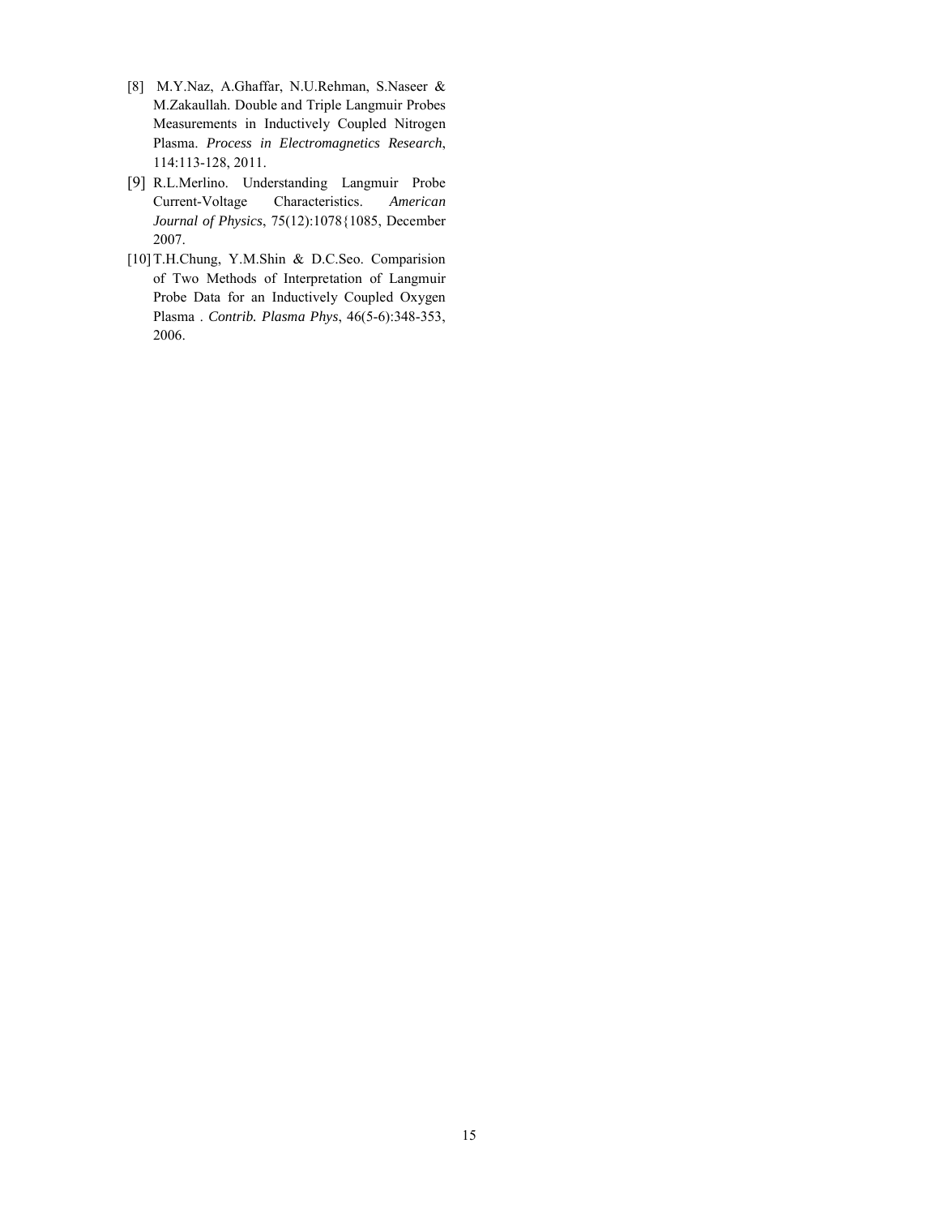[8] M.Y.Naz, A.Ghaffar, N.U.Rehman, S.Naseer & M.Zakaullah. Double and Triple Langmuir Probes Measurements in Inductively Coupled Nitrogen Plasma. *Process in Electromagnetics Research*, 114:113-128, 2011.

[9] R.L.Merlino. Understanding Langmuir Probe Current-Voltage Characteristics. *American Journal of Physics*, 75(12):1078{1085, December 2007.

[10] T.H.Chung, Y.M.Shin & D.C.Seo. Comparision of Two Methods of Interpretation of Langmuir Probe Data for an Inductively Coupled Oxygen Plasma . *Contrib. Plasma Phys*, 46(5-6):348-353, 2006.